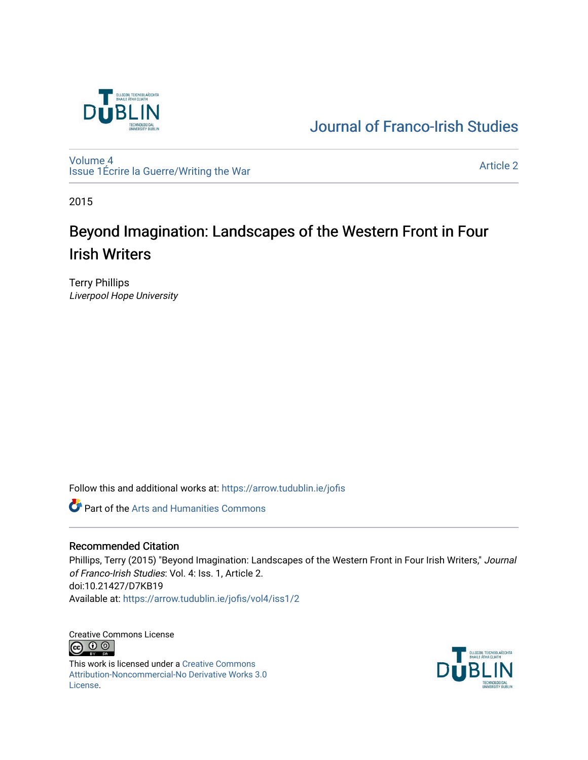Journal of Franco-Irish Studies

Volume 4
Issue 1Écrire la Guerre/Writing the War

Article 2

2015

# Beyond Imagination: Landscapes of the Western Front in Four Irish Writers

Terry Phillips
*Liverpool Hope University*

Follow this and additional works at: https://arrow.tudublin.ie/jofis

Part of the Arts and Humanities Commons

## Recommended Citation

Phillips, Terry (2015) "Beyond Imagination: Landscapes of the Western Front in Four Irish Writers," *Journal of Franco-Irish Studies*: Vol. 4: Iss. 1, Article 2.
doi:10.21427/D7KB19
Available at: https://arrow.tudublin.ie/jofis/vol4/iss1/2

Creative Commons License

This work is licensed under a Creative Commons Attribution-Noncommercial-No Derivative Works 3.0 License.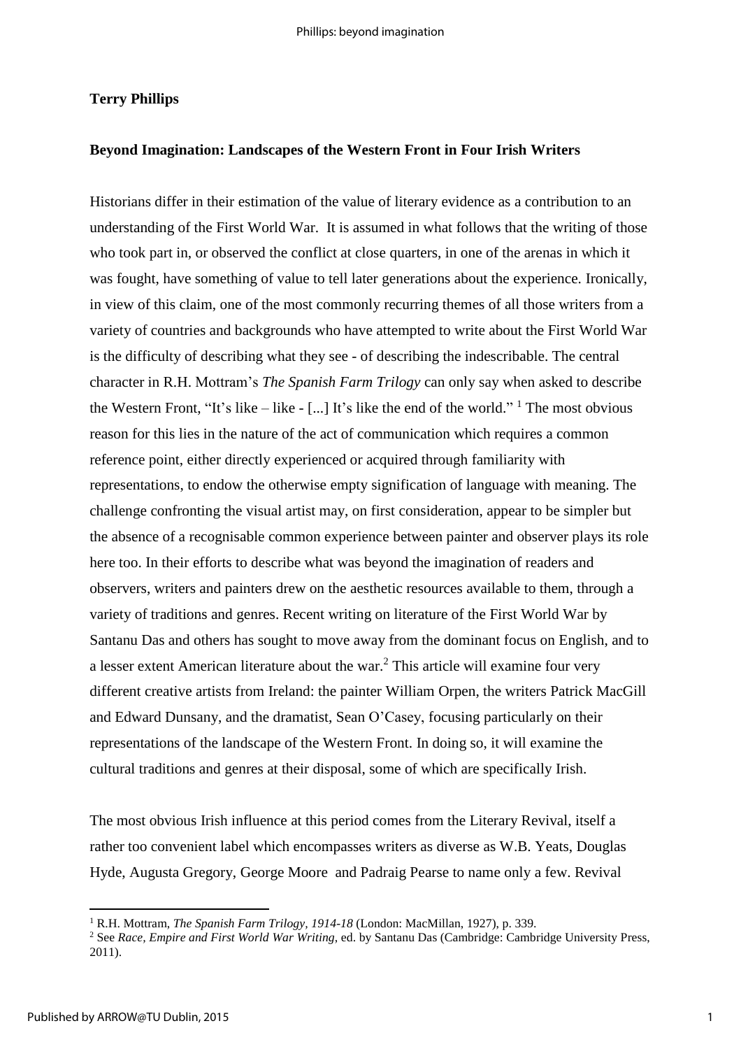**Terry Phillips**

**Beyond Imagination: Landscapes of the Western Front in Four Irish Writers**

Historians differ in their estimation of the value of literary evidence as a contribution to an understanding of the First World War. It is assumed in what follows that the writing of those who took part in, or observed the conflict at close quarters, in one of the arenas in which it was fought, have something of value to tell later generations about the experience. Ironically, in view of this claim, one of the most commonly recurring themes of all those writers from a variety of countries and backgrounds who have attempted to write about the First World War is the difficulty of describing what they see - of describing the indescribable. The central character in R.H. Mottram's *The Spanish Farm Trilogy* can only say when asked to describe the Western Front, "It's like – like - [...] It's like the end of the world." [1] The most obvious reason for this lies in the nature of the act of communication which requires a common reference point, either directly experienced or acquired through familiarity with representations, to endow the otherwise empty signification of language with meaning. The challenge confronting the visual artist may, on first consideration, appear to be simpler but the absence of a recognisable common experience between painter and observer plays its role here too. In their efforts to describe what was beyond the imagination of readers and observers, writers and painters drew on the aesthetic resources available to them, through a variety of traditions and genres. Recent writing on literature of the First World War by Santanu Das and others has sought to move away from the dominant focus on English, and to a lesser extent American literature about the war.[2] This article will examine four very different creative artists from Ireland: the painter William Orpen, the writers Patrick MacGill and Edward Dunsany, and the dramatist, Sean O'Casey, focusing particularly on their representations of the landscape of the Western Front. In doing so, it will examine the cultural traditions and genres at their disposal, some of which are specifically Irish.

The most obvious Irish influence at this period comes from the Literary Revival, itself a rather too convenient label which encompasses writers as diverse as W.B. Yeats, Douglas Hyde, Augusta Gregory, George Moore and Padraig Pearse to name only a few. Revival

[1] R.H. Mottram, *The Spanish Farm Trilogy, 1914-18* (London: MacMillan, 1927), p. 339.

[2] See *Race, Empire and First World War Writing*, ed. by Santanu Das (Cambridge: Cambridge University Press, 2011).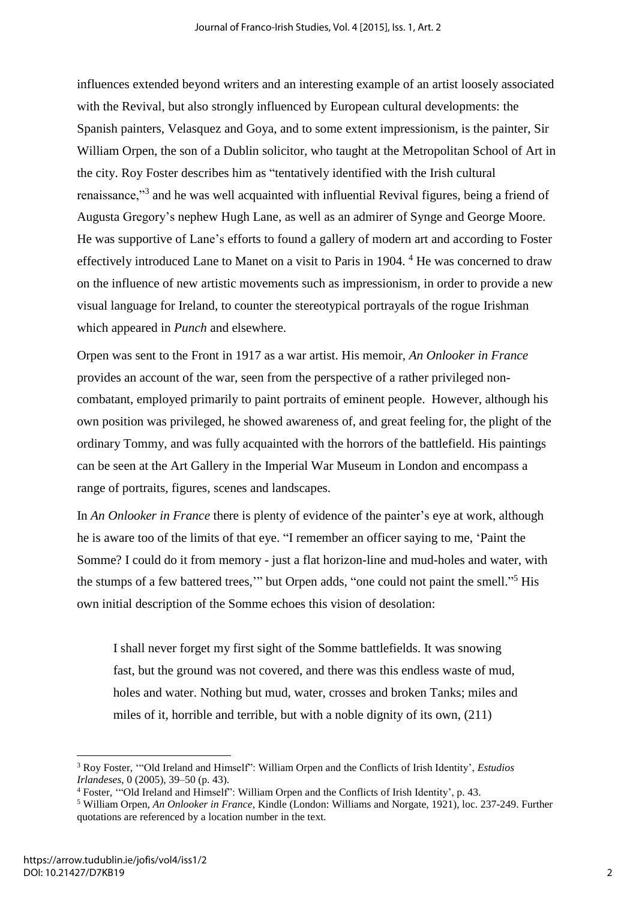influences extended beyond writers and an interesting example of an artist loosely associated with the Revival, but also strongly influenced by European cultural developments: the Spanish painters, Velasquez and Goya, and to some extent impressionism, is the painter, Sir William Orpen, the son of a Dublin solicitor, who taught at the Metropolitan School of Art in the city. Roy Foster describes him as "tentatively identified with the Irish cultural renaissance,"[3] and he was well acquainted with influential Revival figures, being a friend of Augusta Gregory's nephew Hugh Lane, as well as an admirer of Synge and George Moore. He was supportive of Lane's efforts to found a gallery of modern art and according to Foster effectively introduced Lane to Manet on a visit to Paris in 1904. [4] He was concerned to draw on the influence of new artistic movements such as impressionism, in order to provide a new visual language for Ireland, to counter the stereotypical portrayals of the rogue Irishman which appeared in *Punch* and elsewhere.

Orpen was sent to the Front in 1917 as a war artist. His memoir, *An Onlooker in France* provides an account of the war, seen from the perspective of a rather privileged non-combatant, employed primarily to paint portraits of eminent people. However, although his own position was privileged, he showed awareness of, and great feeling for, the plight of the ordinary Tommy, and was fully acquainted with the horrors of the battlefield. His paintings can be seen at the Art Gallery in the Imperial War Museum in London and encompass a range of portraits, figures, scenes and landscapes.

In *An Onlooker in France* there is plenty of evidence of the painter's eye at work, although he is aware too of the limits of that eye. "I remember an officer saying to me, 'Paint the Somme? I could do it from memory - just a flat horizon-line and mud-holes and water, with the stumps of a few battered trees,'" but Orpen adds, "one could not paint the smell."[5] His own initial description of the Somme echoes this vision of desolation:

> I shall never forget my first sight of the Somme battlefields. It was snowing fast, but the ground was not covered, and there was this endless waste of mud, holes and water. Nothing but mud, water, crosses and broken Tanks; miles and miles of it, horrible and terrible, but with a noble dignity of its own, (211)

---

[3] Roy Foster, '"Old Ireland and Himself": William Orpen and the Conflicts of Irish Identity', *Estudios Irlandeses*, 0 (2005), 39–50 (p. 43).

[4] Foster, '"Old Ireland and Himself": William Orpen and the Conflicts of Irish Identity', p. 43.

[5] William Orpen, *An Onlooker in France*, Kindle (London: Williams and Norgate, 1921), loc. 237-249. Further quotations are referenced by a location number in the text.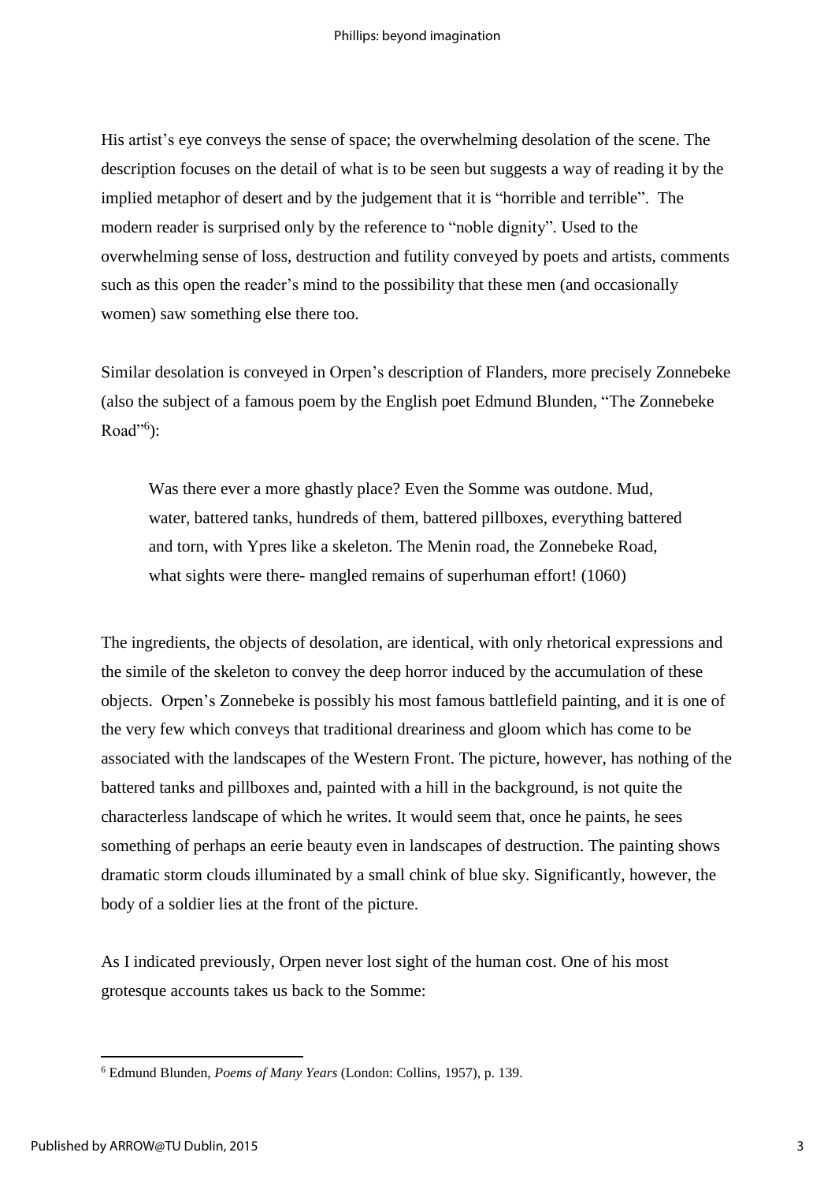His artist's eye conveys the sense of space; the overwhelming desolation of the scene. The description focuses on the detail of what is to be seen but suggests a way of reading it by the implied metaphor of desert and by the judgement that it is "horrible and terrible". The modern reader is surprised only by the reference to "noble dignity". Used to the overwhelming sense of loss, destruction and futility conveyed by poets and artists, comments such as this open the reader's mind to the possibility that these men (and occasionally women) saw something else there too.

Similar desolation is conveyed in Orpen's description of Flanders, more precisely Zonnebeke (also the subject of a famous poem by the English poet Edmund Blunden, "The Zonnebeke Road"[6]):

> Was there ever a more ghastly place? Even the Somme was outdone. Mud, water, battered tanks, hundreds of them, battered pillboxes, everything battered and torn, with Ypres like a skeleton. The Menin road, the Zonnebeke Road, what sights were there- mangled remains of superhuman effort! (1060)

The ingredients, the objects of desolation, are identical, with only rhetorical expressions and the simile of the skeleton to convey the deep horror induced by the accumulation of these objects. Orpen's Zonnebeke is possibly his most famous battlefield painting, and it is one of the very few which conveys that traditional dreariness and gloom which has come to be associated with the landscapes of the Western Front. The picture, however, has nothing of the battered tanks and pillboxes and, painted with a hill in the background, is not quite the characterless landscape of which he writes. It would seem that, once he paints, he sees something of perhaps an eerie beauty even in landscapes of destruction. The painting shows dramatic storm clouds illuminated by a small chink of blue sky. Significantly, however, the body of a soldier lies at the front of the picture.

As I indicated previously, Orpen never lost sight of the human cost. One of his most grotesque accounts takes us back to the Somme:

---

[6] Edmund Blunden, *Poems of Many Years* (London: Collins, 1957), p. 139.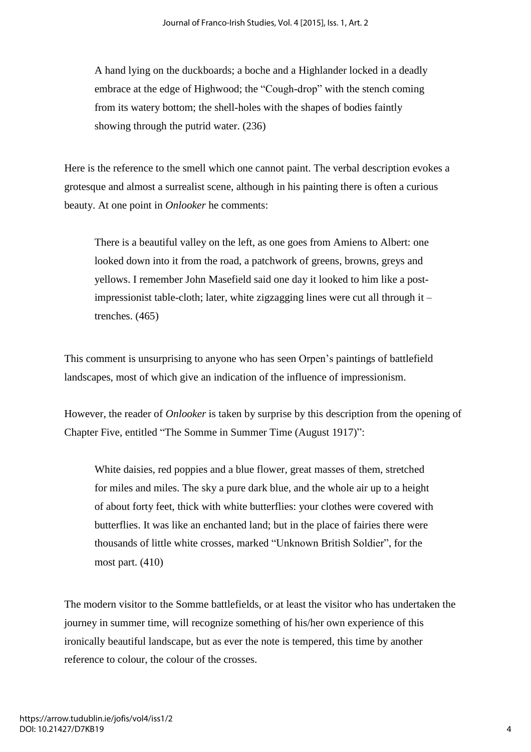> A hand lying on the duckboards; a boche and a Highlander locked in a deadly embrace at the edge of Highwood; the "Cough-drop" with the stench coming from its watery bottom; the shell-holes with the shapes of bodies faintly showing through the putrid water. (236)

Here is the reference to the smell which one cannot paint. The verbal description evokes a grotesque and almost a surrealist scene, although in his painting there is often a curious beauty. At one point in *Onlooker* he comments:

> There is a beautiful valley on the left, as one goes from Amiens to Albert: one looked down into it from the road, a patchwork of greens, browns, greys and yellows. I remember John Masefield said one day it looked to him like a post-impressionist table-cloth; later, white zigzagging lines were cut all through it – trenches. (465)

This comment is unsurprising to anyone who has seen Orpen's paintings of battlefield landscapes, most of which give an indication of the influence of impressionism.

However, the reader of *Onlooker* is taken by surprise by this description from the opening of Chapter Five, entitled "The Somme in Summer Time (August 1917)":

> White daisies, red poppies and a blue flower, great masses of them, stretched for miles and miles. The sky a pure dark blue, and the whole air up to a height of about forty feet, thick with white butterflies: your clothes were covered with butterflies. It was like an enchanted land; but in the place of fairies there were thousands of little white crosses, marked "Unknown British Soldier", for the most part. (410)

The modern visitor to the Somme battlefields, or at least the visitor who has undertaken the journey in summer time, will recognize something of his/her own experience of this ironically beautiful landscape, but as ever the note is tempered, this time by another reference to colour, the colour of the crosses.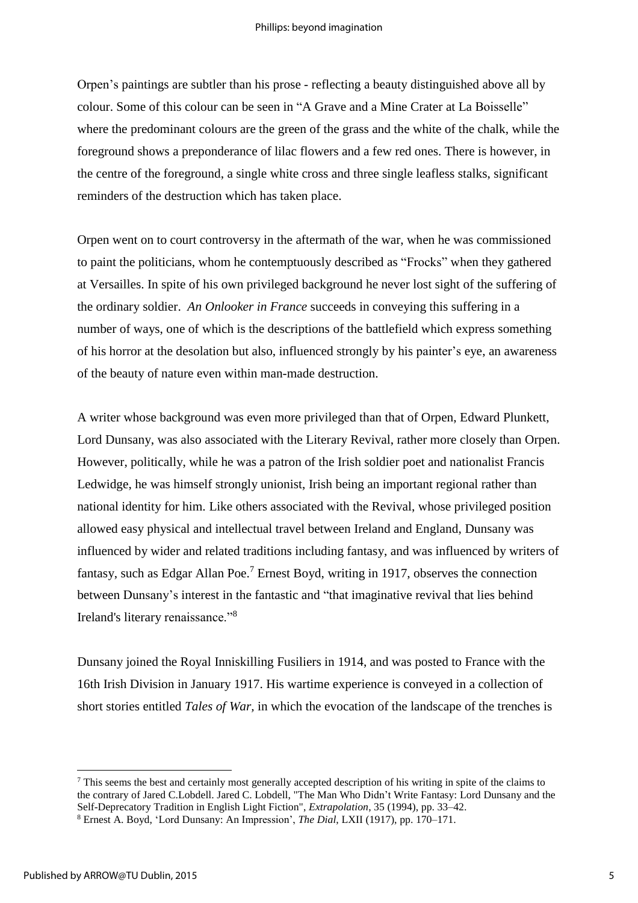Orpen's paintings are subtler than his prose - reflecting a beauty distinguished above all by colour. Some of this colour can be seen in "A Grave and a Mine Crater at La Boisselle" where the predominant colours are the green of the grass and the white of the chalk, while the foreground shows a preponderance of lilac flowers and a few red ones. There is however, in the centre of the foreground, a single white cross and three single leafless stalks, significant reminders of the destruction which has taken place.

Orpen went on to court controversy in the aftermath of the war, when he was commissioned to paint the politicians, whom he contemptuously described as "Frocks" when they gathered at Versailles. In spite of his own privileged background he never lost sight of the suffering of the ordinary soldier. *An Onlooker in France* succeeds in conveying this suffering in a number of ways, one of which is the descriptions of the battlefield which express something of his horror at the desolation but also, influenced strongly by his painter's eye, an awareness of the beauty of nature even within man-made destruction.

A writer whose background was even more privileged than that of Orpen, Edward Plunkett, Lord Dunsany, was also associated with the Literary Revival, rather more closely than Orpen. However, politically, while he was a patron of the Irish soldier poet and nationalist Francis Ledwidge, he was himself strongly unionist, Irish being an important regional rather than national identity for him. Like others associated with the Revival, whose privileged position allowed easy physical and intellectual travel between Ireland and England, Dunsany was influenced by wider and related traditions including fantasy, and was influenced by writers of fantasy, such as Edgar Allan Poe.[7] Ernest Boyd, writing in 1917, observes the connection between Dunsany's interest in the fantastic and "that imaginative revival that lies behind Ireland's literary renaissance."[8]

Dunsany joined the Royal Inniskilling Fusiliers in 1914, and was posted to France with the 16th Irish Division in January 1917. His wartime experience is conveyed in a collection of short stories entitled *Tales of War*, in which the evocation of the landscape of the trenches is

---

[7] This seems the best and certainly most generally accepted description of his writing in spite of the claims to the contrary of Jared C.Lobdell. Jared C. Lobdell, "The Man Who Didn't Write Fantasy: Lord Dunsany and the Self-Deprecatory Tradition in English Light Fiction", *Extrapolation*, 35 (1994), pp. 33–42.

[8] Ernest A. Boyd, 'Lord Dunsany: An Impression', *The Dial*, LXII (1917), pp. 170–171.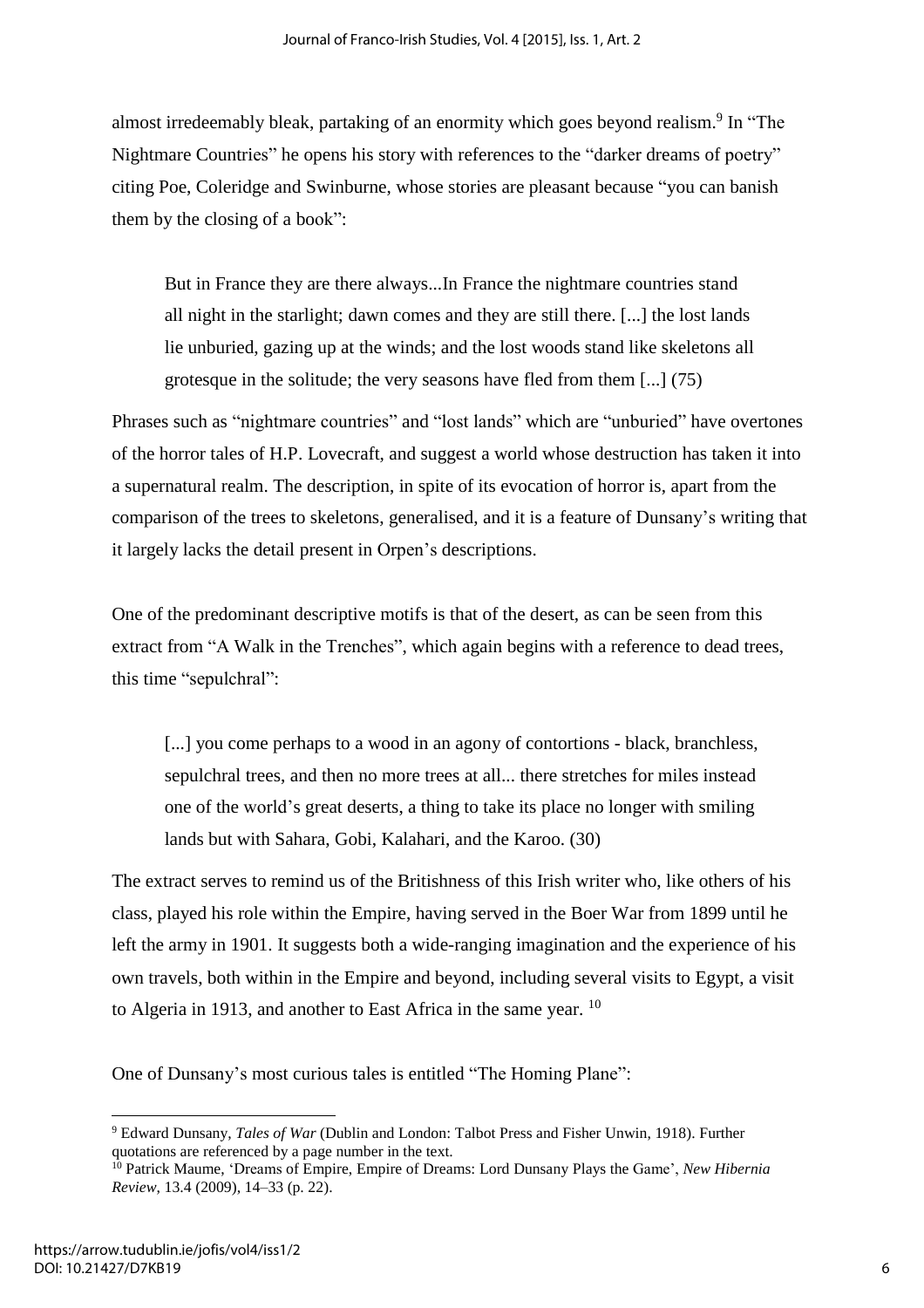almost irredeemably bleak, partaking of an enormity which goes beyond realism.[9] In "The Nightmare Countries" he opens his story with references to the "darker dreams of poetry" citing Poe, Coleridge and Swinburne, whose stories are pleasant because "you can banish them by the closing of a book":

> But in France they are there always...In France the nightmare countries stand all night in the starlight; dawn comes and they are still there. [...] the lost lands lie unburied, gazing up at the winds; and the lost woods stand like skeletons all grotesque in the solitude; the very seasons have fled from them [...] (75)

Phrases such as "nightmare countries" and "lost lands" which are "unburied" have overtones of the horror tales of H.P. Lovecraft, and suggest a world whose destruction has taken it into a supernatural realm. The description, in spite of its evocation of horror is, apart from the comparison of the trees to skeletons, generalised, and it is a feature of Dunsany's writing that it largely lacks the detail present in Orpen's descriptions.

One of the predominant descriptive motifs is that of the desert, as can be seen from this extract from "A Walk in the Trenches", which again begins with a reference to dead trees, this time "sepulchral":

> [...] you come perhaps to a wood in an agony of contortions - black, branchless, sepulchral trees, and then no more trees at all... there stretches for miles instead one of the world's great deserts, a thing to take its place no longer with smiling lands but with Sahara, Gobi, Kalahari, and the Karoo. (30)

The extract serves to remind us of the Britishness of this Irish writer who, like others of his class, played his role within the Empire, having served in the Boer War from 1899 until he left the army in 1901. It suggests both a wide-ranging imagination and the experience of his own travels, both within in the Empire and beyond, including several visits to Egypt, a visit to Algeria in 1913, and another to East Africa in the same year. [10]

One of Dunsany's most curious tales is entitled "The Homing Plane":

---

[9] Edward Dunsany, *Tales of War* (Dublin and London: Talbot Press and Fisher Unwin, 1918). Further quotations are referenced by a page number in the text.

[10] Patrick Maume, 'Dreams of Empire, Empire of Dreams: Lord Dunsany Plays the Game', *New Hibernia Review*, 13.4 (2009), 14–33 (p. 22).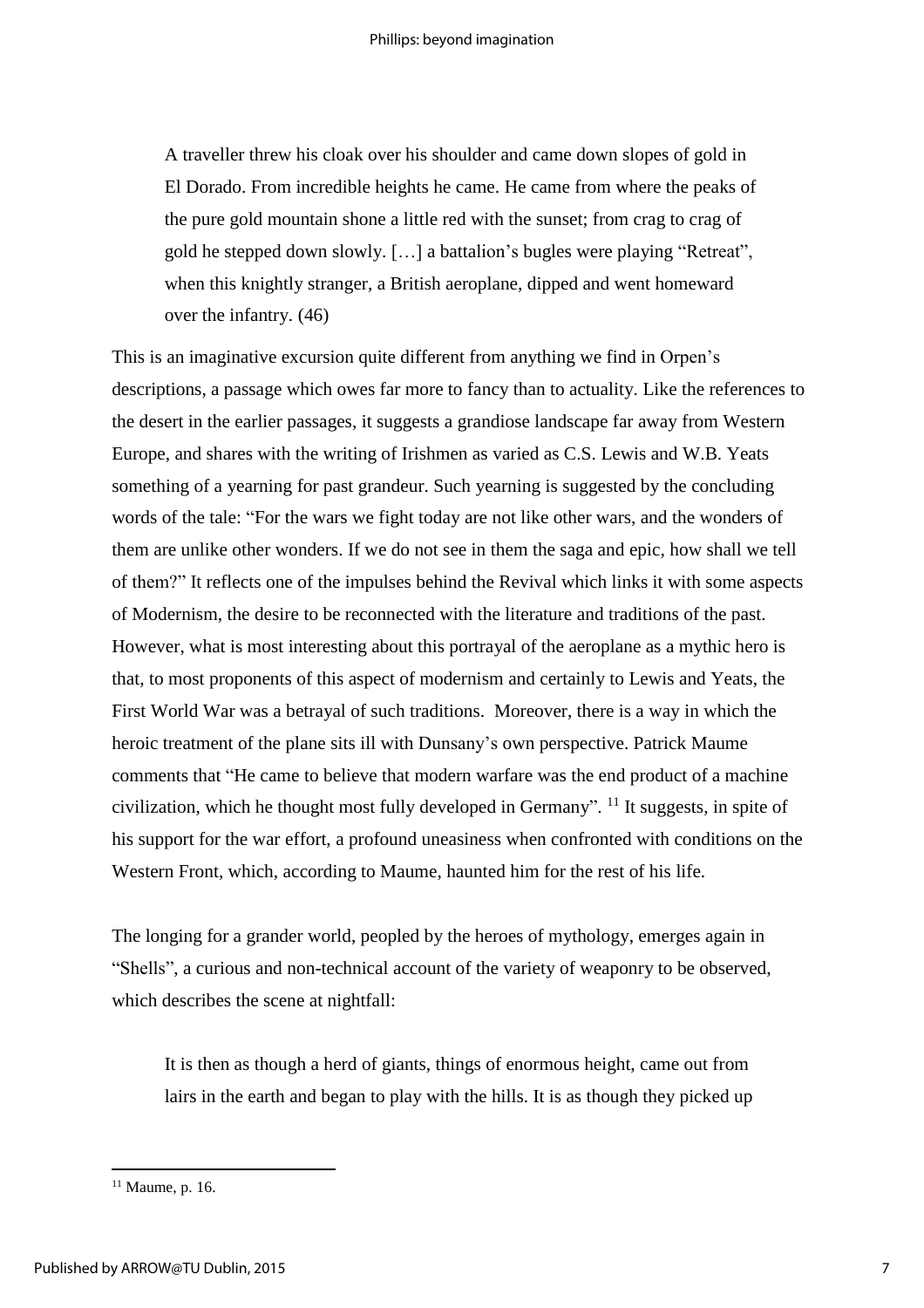> A traveller threw his cloak over his shoulder and came down slopes of gold in El Dorado. From incredible heights he came. He came from where the peaks of the pure gold mountain shone a little red with the sunset; from crag to crag of gold he stepped down slowly. […] a battalion's bugles were playing "Retreat", when this knightly stranger, a British aeroplane, dipped and went homeward over the infantry. (46)

This is an imaginative excursion quite different from anything we find in Orpen's descriptions, a passage which owes far more to fancy than to actuality. Like the references to the desert in the earlier passages, it suggests a grandiose landscape far away from Western Europe, and shares with the writing of Irishmen as varied as C.S. Lewis and W.B. Yeats something of a yearning for past grandeur. Such yearning is suggested by the concluding words of the tale: "For the wars we fight today are not like other wars, and the wonders of them are unlike other wonders. If we do not see in them the saga and epic, how shall we tell of them?" It reflects one of the impulses behind the Revival which links it with some aspects of Modernism, the desire to be reconnected with the literature and traditions of the past. However, what is most interesting about this portrayal of the aeroplane as a mythic hero is that, to most proponents of this aspect of modernism and certainly to Lewis and Yeats, the First World War was a betrayal of such traditions. Moreover, there is a way in which the heroic treatment of the plane sits ill with Dunsany's own perspective. Patrick Maume comments that "He came to believe that modern warfare was the end product of a machine civilization, which he thought most fully developed in Germany". [11] It suggests, in spite of his support for the war effort, a profound uneasiness when confronted with conditions on the Western Front, which, according to Maume, haunted him for the rest of his life.

The longing for a grander world, peopled by the heroes of mythology, emerges again in "Shells", a curious and non-technical account of the variety of weaponry to be observed, which describes the scene at nightfall:

> It is then as though a herd of giants, things of enormous height, came out from lairs in the earth and began to play with the hills. It is as though they picked up

[11] Maume, p. 16.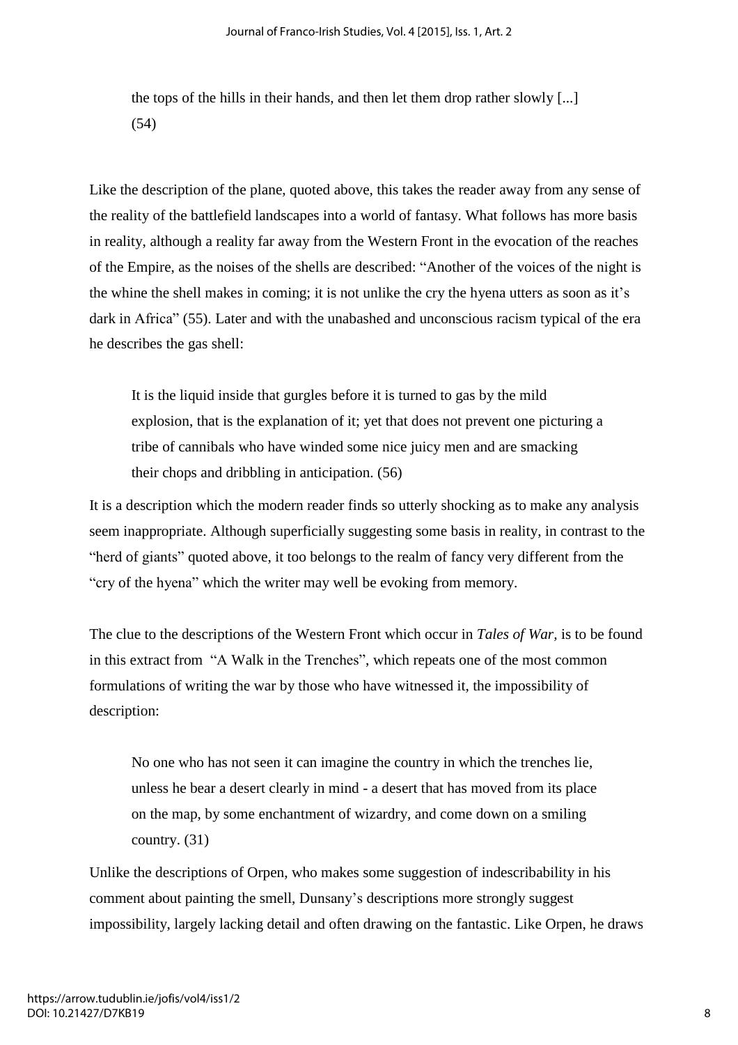> the tops of the hills in their hands, and then let them drop rather slowly [...] (54)

Like the description of the plane, quoted above, this takes the reader away from any sense of the reality of the battlefield landscapes into a world of fantasy. What follows has more basis in reality, although a reality far away from the Western Front in the evocation of the reaches of the Empire, as the noises of the shells are described: "Another of the voices of the night is the whine the shell makes in coming; it is not unlike the cry the hyena utters as soon as it's dark in Africa" (55). Later and with the unabashed and unconscious racism typical of the era he describes the gas shell:

> It is the liquid inside that gurgles before it is turned to gas by the mild explosion, that is the explanation of it; yet that does not prevent one picturing a tribe of cannibals who have winded some nice juicy men and are smacking their chops and dribbling in anticipation. (56)

It is a description which the modern reader finds so utterly shocking as to make any analysis seem inappropriate. Although superficially suggesting some basis in reality, in contrast to the "herd of giants" quoted above, it too belongs to the realm of fancy very different from the "cry of the hyena" which the writer may well be evoking from memory.

The clue to the descriptions of the Western Front which occur in *Tales of War*, is to be found in this extract from "A Walk in the Trenches", which repeats one of the most common formulations of writing the war by those who have witnessed it, the impossibility of description:

> No one who has not seen it can imagine the country in which the trenches lie, unless he bear a desert clearly in mind - a desert that has moved from its place on the map, by some enchantment of wizardry, and come down on a smiling country. (31)

Unlike the descriptions of Orpen, who makes some suggestion of indescribability in his comment about painting the smell, Dunsany's descriptions more strongly suggest impossibility, largely lacking detail and often drawing on the fantastic. Like Orpen, he draws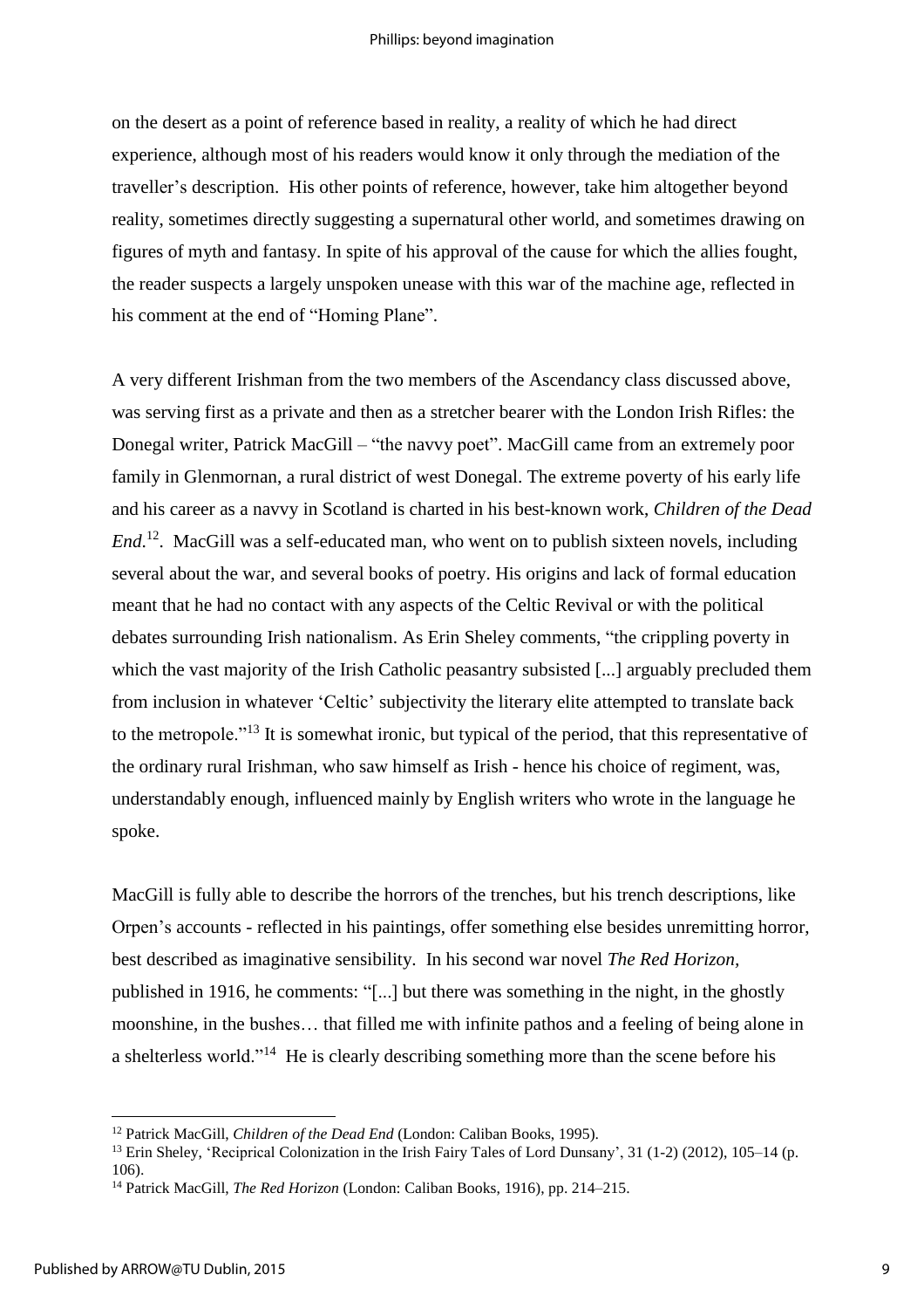on the desert as a point of reference based in reality, a reality of which he had direct experience, although most of his readers would know it only through the mediation of the traveller's description. His other points of reference, however, take him altogether beyond reality, sometimes directly suggesting a supernatural other world, and sometimes drawing on figures of myth and fantasy. In spite of his approval of the cause for which the allies fought, the reader suspects a largely unspoken unease with this war of the machine age, reflected in his comment at the end of "Homing Plane".

A very different Irishman from the two members of the Ascendancy class discussed above, was serving first as a private and then as a stretcher bearer with the London Irish Rifles: the Donegal writer, Patrick MacGill – "the navvy poet". MacGill came from an extremely poor family in Glenmornan, a rural district of west Donegal. The extreme poverty of his early life and his career as a navvy in Scotland is charted in his best-known work, *Children of the Dead End*.[12]. MacGill was a self-educated man, who went on to publish sixteen novels, including several about the war, and several books of poetry. His origins and lack of formal education meant that he had no contact with any aspects of the Celtic Revival or with the political debates surrounding Irish nationalism. As Erin Sheley comments, "the crippling poverty in which the vast majority of the Irish Catholic peasantry subsisted [...] arguably precluded them from inclusion in whatever 'Celtic' subjectivity the literary elite attempted to translate back to the metropole."[13] It is somewhat ironic, but typical of the period, that this representative of the ordinary rural Irishman, who saw himself as Irish - hence his choice of regiment, was, understandably enough, influenced mainly by English writers who wrote in the language he spoke.

MacGill is fully able to describe the horrors of the trenches, but his trench descriptions, like Orpen's accounts - reflected in his paintings, offer something else besides unremitting horror, best described as imaginative sensibility. In his second war novel *The Red Horizon*, published in 1916, he comments: "[...] but there was something in the night, in the ghostly moonshine, in the bushes… that filled me with infinite pathos and a feeling of being alone in a shelterless world."[14] He is clearly describing something more than the scene before his

---

[12] Patrick MacGill, *Children of the Dead End* (London: Caliban Books, 1995).

[13] Erin Sheley, 'Reciprical Colonization in the Irish Fairy Tales of Lord Dunsany', 31 (1-2) (2012), 105–14 (p. 106).

[14] Patrick MacGill, *The Red Horizon* (London: Caliban Books, 1916), pp. 214–215.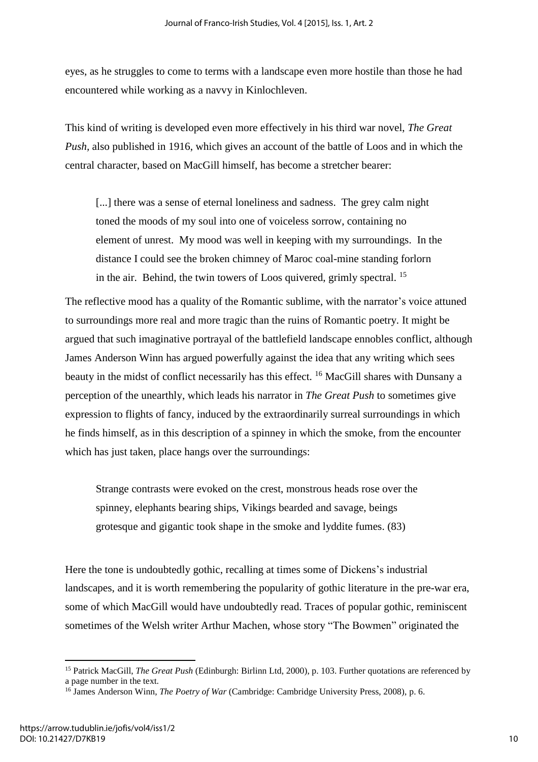eyes, as he struggles to come to terms with a landscape even more hostile than those he had encountered while working as a navvy in Kinlochleven.

This kind of writing is developed even more effectively in his third war novel, *The Great Push*, also published in 1916, which gives an account of the battle of Loos and in which the central character, based on MacGill himself, has become a stretcher bearer:

> [...] there was a sense of eternal loneliness and sadness. The grey calm night toned the moods of my soul into one of voiceless sorrow, containing no element of unrest. My mood was well in keeping with my surroundings. In the distance I could see the broken chimney of Maroc coal-mine standing forlorn in the air. Behind, the twin towers of Loos quivered, grimly spectral. [15]

The reflective mood has a quality of the Romantic sublime, with the narrator's voice attuned to surroundings more real and more tragic than the ruins of Romantic poetry. It might be argued that such imaginative portrayal of the battlefield landscape ennobles conflict, although James Anderson Winn has argued powerfully against the idea that any writing which sees beauty in the midst of conflict necessarily has this effect. [16] MacGill shares with Dunsany a perception of the unearthly, which leads his narrator in *The Great Push* to sometimes give expression to flights of fancy, induced by the extraordinarily surreal surroundings in which he finds himself, as in this description of a spinney in which the smoke, from the encounter which has just taken, place hangs over the surroundings:

> Strange contrasts were evoked on the crest, monstrous heads rose over the spinney, elephants bearing ships, Vikings bearded and savage, beings grotesque and gigantic took shape in the smoke and lyddite fumes. (83)

Here the tone is undoubtedly gothic, recalling at times some of Dickens's industrial landscapes, and it is worth remembering the popularity of gothic literature in the pre-war era, some of which MacGill would have undoubtedly read. Traces of popular gothic, reminiscent sometimes of the Welsh writer Arthur Machen, whose story "The Bowmen" originated the

---

[15] Patrick MacGill, *The Great Push* (Edinburgh: Birlinn Ltd, 2000), p. 103. Further quotations are referenced by a page number in the text.

[16] James Anderson Winn, *The Poetry of War* (Cambridge: Cambridge University Press, 2008), p. 6.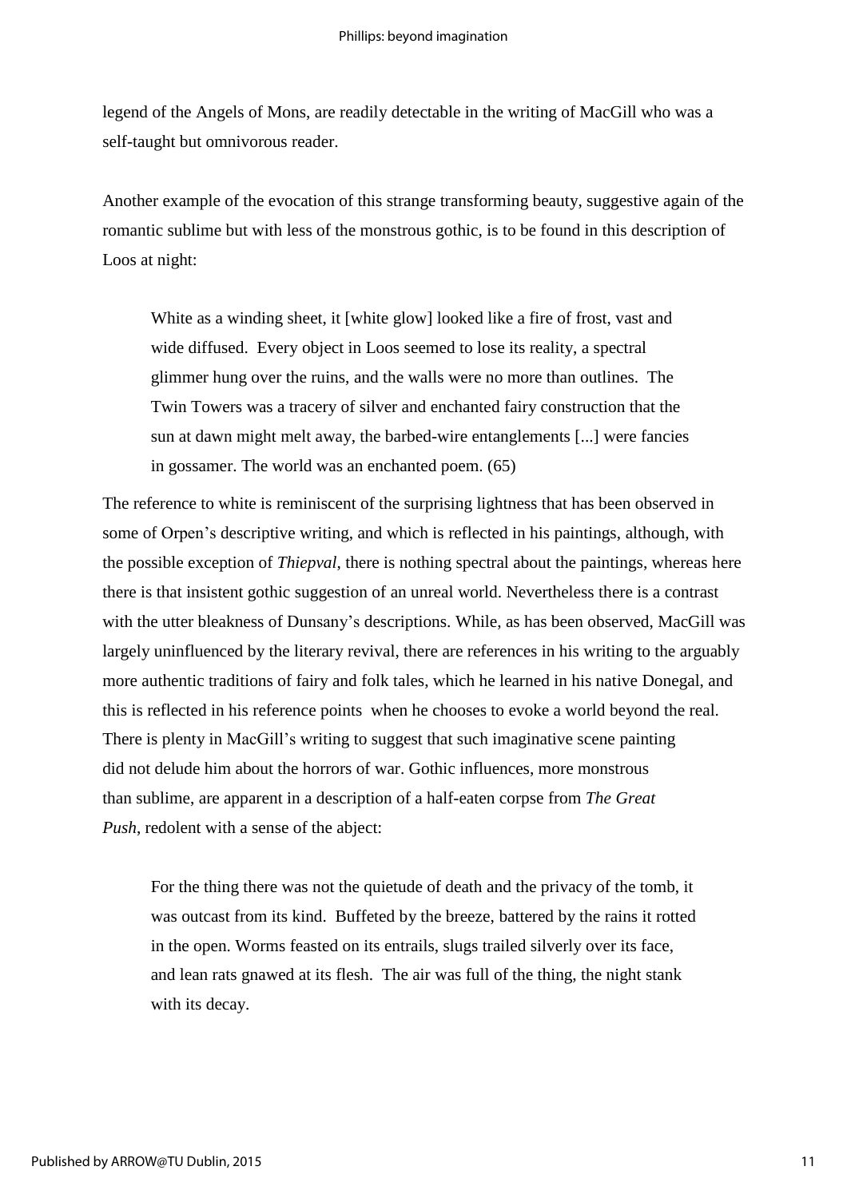legend of the Angels of Mons, are readily detectable in the writing of MacGill who was a self-taught but omnivorous reader.

Another example of the evocation of this strange transforming beauty, suggestive again of the romantic sublime but with less of the monstrous gothic, is to be found in this description of Loos at night:

> White as a winding sheet, it [white glow] looked like a fire of frost, vast and wide diffused. Every object in Loos seemed to lose its reality, a spectral glimmer hung over the ruins, and the walls were no more than outlines. The Twin Towers was a tracery of silver and enchanted fairy construction that the sun at dawn might melt away, the barbed-wire entanglements [...] were fancies in gossamer. The world was an enchanted poem. (65)

The reference to white is reminiscent of the surprising lightness that has been observed in some of Orpen's descriptive writing, and which is reflected in his paintings, although, with the possible exception of *Thiepval*, there is nothing spectral about the paintings, whereas here there is that insistent gothic suggestion of an unreal world. Nevertheless there is a contrast with the utter bleakness of Dunsany's descriptions. While, as has been observed, MacGill was largely uninfluenced by the literary revival, there are references in his writing to the arguably more authentic traditions of fairy and folk tales, which he learned in his native Donegal, and this is reflected in his reference points when he chooses to evoke a world beyond the real. There is plenty in MacGill's writing to suggest that such imaginative scene painting did not delude him about the horrors of war. Gothic influences, more monstrous than sublime, are apparent in a description of a half-eaten corpse from *The Great Push*, redolent with a sense of the abject:

> For the thing there was not the quietude of death and the privacy of the tomb, it was outcast from its kind. Buffeted by the breeze, battered by the rains it rotted in the open. Worms feasted on its entrails, slugs trailed silverly over its face, and lean rats gnawed at its flesh. The air was full of the thing, the night stank with its decay.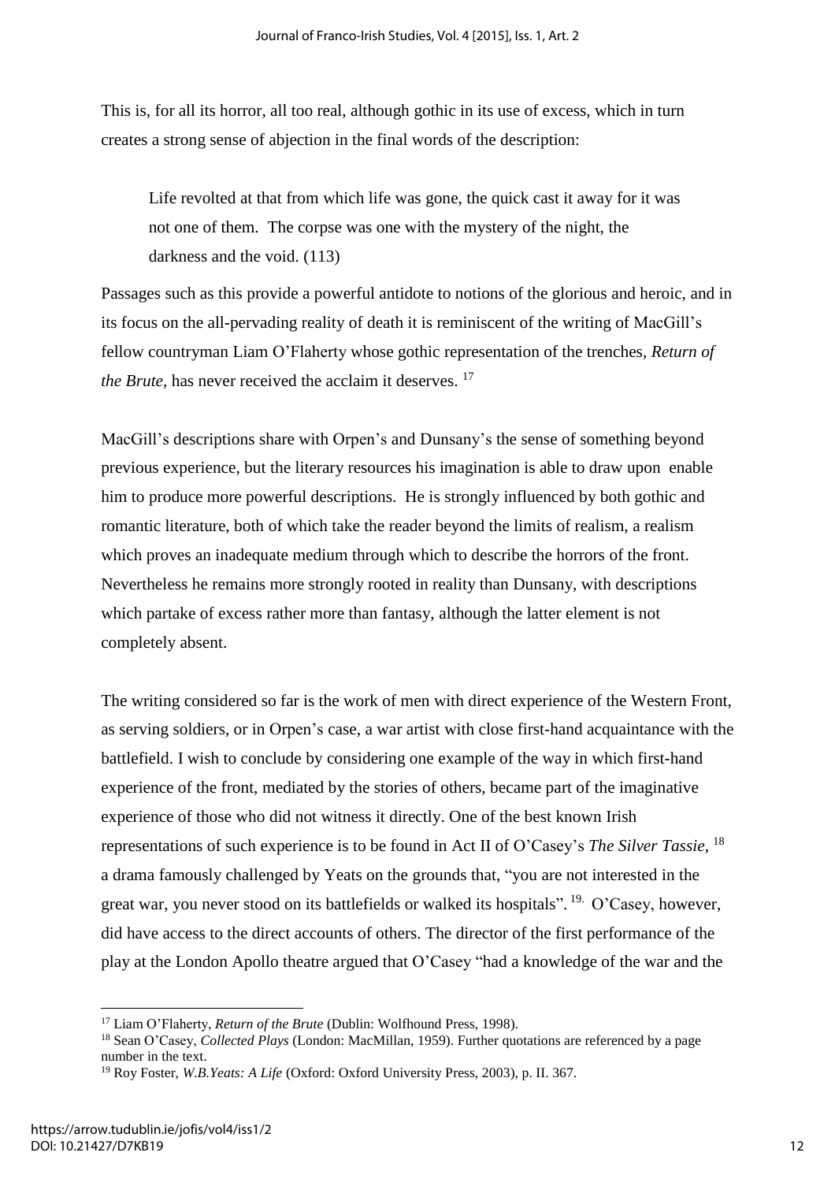This is, for all its horror, all too real, although gothic in its use of excess, which in turn creates a strong sense of abjection in the final words of the description:

> Life revolted at that from which life was gone, the quick cast it away for it was not one of them. The corpse was one with the mystery of the night, the darkness and the void. (113)

Passages such as this provide a powerful antidote to notions of the glorious and heroic, and in its focus on the all-pervading reality of death it is reminiscent of the writing of MacGill's fellow countryman Liam O'Flaherty whose gothic representation of the trenches, *Return of the Brute*, has never received the acclaim it deserves. [17]

MacGill's descriptions share with Orpen's and Dunsany's the sense of something beyond previous experience, but the literary resources his imagination is able to draw upon enable him to produce more powerful descriptions. He is strongly influenced by both gothic and romantic literature, both of which take the reader beyond the limits of realism, a realism which proves an inadequate medium through which to describe the horrors of the front. Nevertheless he remains more strongly rooted in reality than Dunsany, with descriptions which partake of excess rather more than fantasy, although the latter element is not completely absent.

The writing considered so far is the work of men with direct experience of the Western Front, as serving soldiers, or in Orpen's case, a war artist with close first-hand acquaintance with the battlefield. I wish to conclude by considering one example of the way in which first-hand experience of the front, mediated by the stories of others, became part of the imaginative experience of those who did not witness it directly. One of the best known Irish representations of such experience is to be found in Act II of O'Casey's *The Silver Tassie*, [18] a drama famously challenged by Yeats on the grounds that, "you are not interested in the great war, you never stood on its battlefields or walked its hospitals". [19] O'Casey, however, did have access to the direct accounts of others. The director of the first performance of the play at the London Apollo theatre argued that O'Casey "had a knowledge of the war and the

---

[17] Liam O'Flaherty, *Return of the Brute* (Dublin: Wolfhound Press, 1998).

[18] Sean O'Casey, *Collected Plays* (London: MacMillan, 1959). Further quotations are referenced by a page number in the text.

[19] Roy Foster, *W.B.Yeats: A Life* (Oxford: Oxford University Press, 2003), p. II. 367.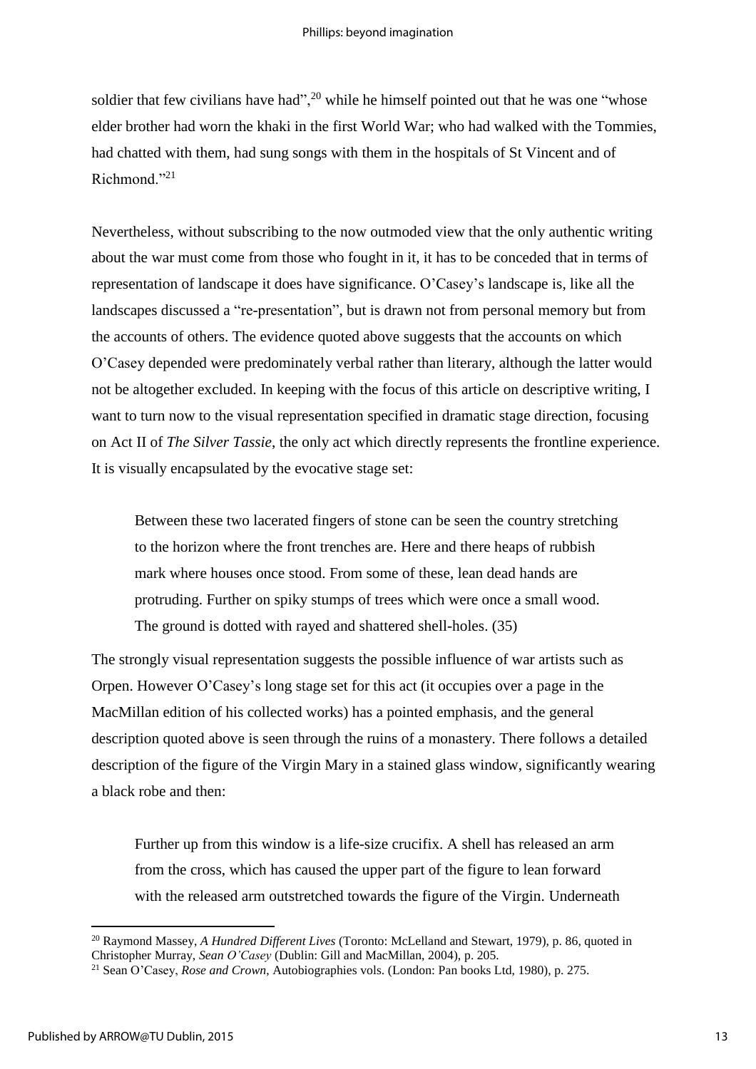soldier that few civilians have had",[20] while he himself pointed out that he was one "whose elder brother had worn the khaki in the first World War; who had walked with the Tommies, had chatted with them, had sung songs with them in the hospitals of St Vincent and of Richmond."[21]

Nevertheless, without subscribing to the now outmoded view that the only authentic writing about the war must come from those who fought in it, it has to be conceded that in terms of representation of landscape it does have significance. O'Casey's landscape is, like all the landscapes discussed a "re-presentation", but is drawn not from personal memory but from the accounts of others. The evidence quoted above suggests that the accounts on which O'Casey depended were predominately verbal rather than literary, although the latter would not be altogether excluded. In keeping with the focus of this article on descriptive writing, I want to turn now to the visual representation specified in dramatic stage direction, focusing on Act II of *The Silver Tassie*, the only act which directly represents the frontline experience. It is visually encapsulated by the evocative stage set:

> Between these two lacerated fingers of stone can be seen the country stretching to the horizon where the front trenches are. Here and there heaps of rubbish mark where houses once stood. From some of these, lean dead hands are protruding. Further on spiky stumps of trees which were once a small wood. The ground is dotted with rayed and shattered shell-holes. (35)

The strongly visual representation suggests the possible influence of war artists such as Orpen. However O'Casey's long stage set for this act (it occupies over a page in the MacMillan edition of his collected works) has a pointed emphasis, and the general description quoted above is seen through the ruins of a monastery. There follows a detailed description of the figure of the Virgin Mary in a stained glass window, significantly wearing a black robe and then:

> Further up from this window is a life-size crucifix. A shell has released an arm from the cross, which has caused the upper part of the figure to lean forward with the released arm outstretched towards the figure of the Virgin. Underneath

[20] Raymond Massey, *A Hundred Different Lives* (Toronto: McLelland and Stewart, 1979), p. 86, quoted in Christopher Murray, *Sean O'Casey* (Dublin: Gill and MacMillan, 2004), p. 205.

[21] Sean O'Casey, *Rose and Crown*, Autobiographies vols. (London: Pan books Ltd, 1980), p. 275.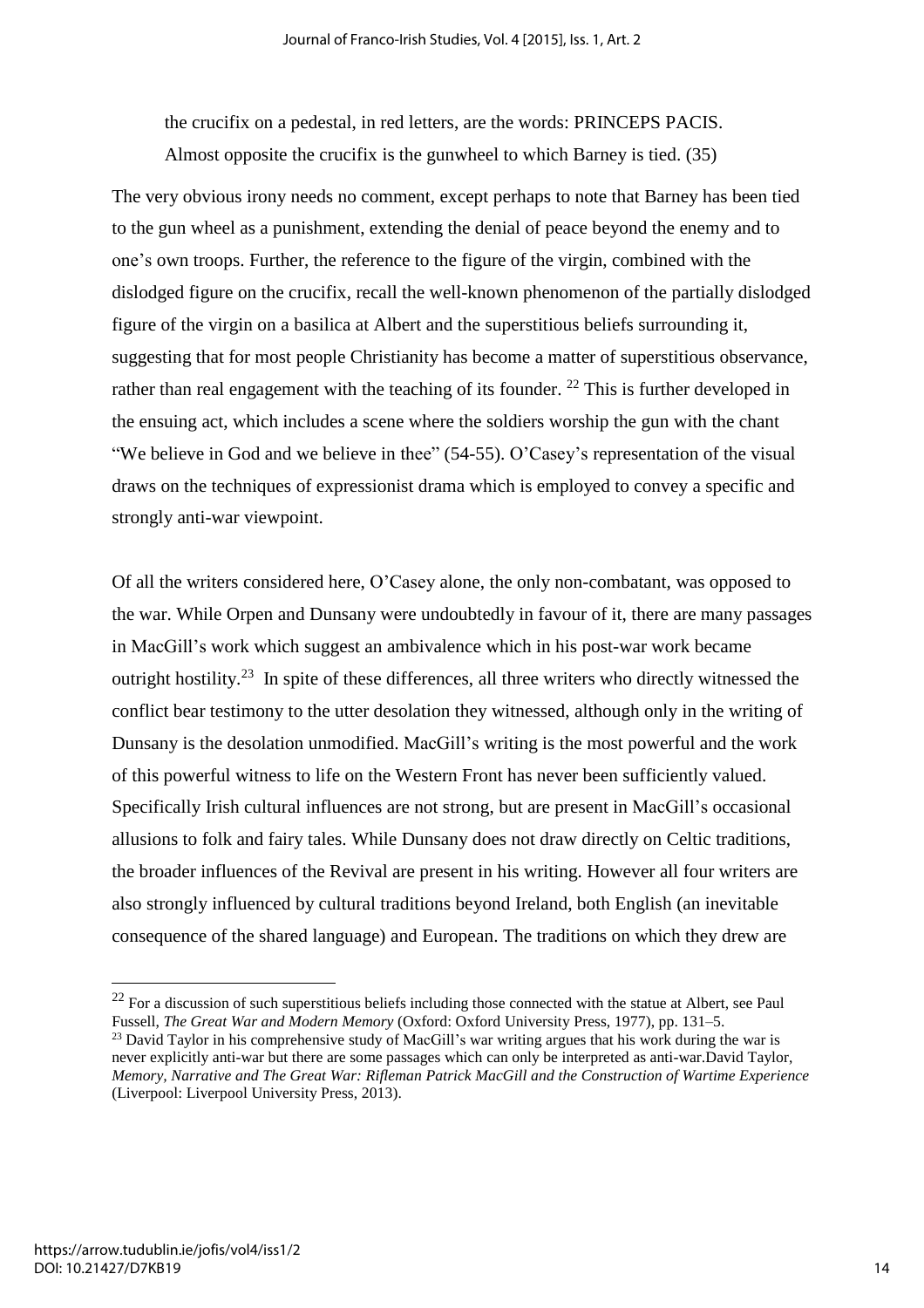the crucifix on a pedestal, in red letters, are the words: PRINCEPS PACIS. Almost opposite the crucifix is the gunwheel to which Barney is tied. (35)

The very obvious irony needs no comment, except perhaps to note that Barney has been tied to the gun wheel as a punishment, extending the denial of peace beyond the enemy and to one's own troops. Further, the reference to the figure of the virgin, combined with the dislodged figure on the crucifix, recall the well-known phenomenon of the partially dislodged figure of the virgin on a basilica at Albert and the superstitious beliefs surrounding it, suggesting that for most people Christianity has become a matter of superstitious observance, rather than real engagement with the teaching of its founder. [22] This is further developed in the ensuing act, which includes a scene where the soldiers worship the gun with the chant "We believe in God and we believe in thee" (54-55). O'Casey's representation of the visual draws on the techniques of expressionist drama which is employed to convey a specific and strongly anti-war viewpoint.

Of all the writers considered here, O'Casey alone, the only non-combatant, was opposed to the war. While Orpen and Dunsany were undoubtedly in favour of it, there are many passages in MacGill's work which suggest an ambivalence which in his post-war work became outright hostility.[23] In spite of these differences, all three writers who directly witnessed the conflict bear testimony to the utter desolation they witnessed, although only in the writing of Dunsany is the desolation unmodified. MacGill's writing is the most powerful and the work of this powerful witness to life on the Western Front has never been sufficiently valued. Specifically Irish cultural influences are not strong, but are present in MacGill's occasional allusions to folk and fairy tales. While Dunsany does not draw directly on Celtic traditions, the broader influences of the Revival are present in his writing. However all four writers are also strongly influenced by cultural traditions beyond Ireland, both English (an inevitable consequence of the shared language) and European. The traditions on which they drew are

[22] For a discussion of such superstitious beliefs including those connected with the statue at Albert, see Paul Fussell, *The Great War and Modern Memory* (Oxford: Oxford University Press, 1977), pp. 131–5.

[23] David Taylor in his comprehensive study of MacGill's war writing argues that his work during the war is never explicitly anti-war but there are some passages which can only be interpreted as anti-war.David Taylor, *Memory, Narrative and The Great War: Rifleman Patrick MacGill and the Construction of Wartime Experience* (Liverpool: Liverpool University Press, 2013).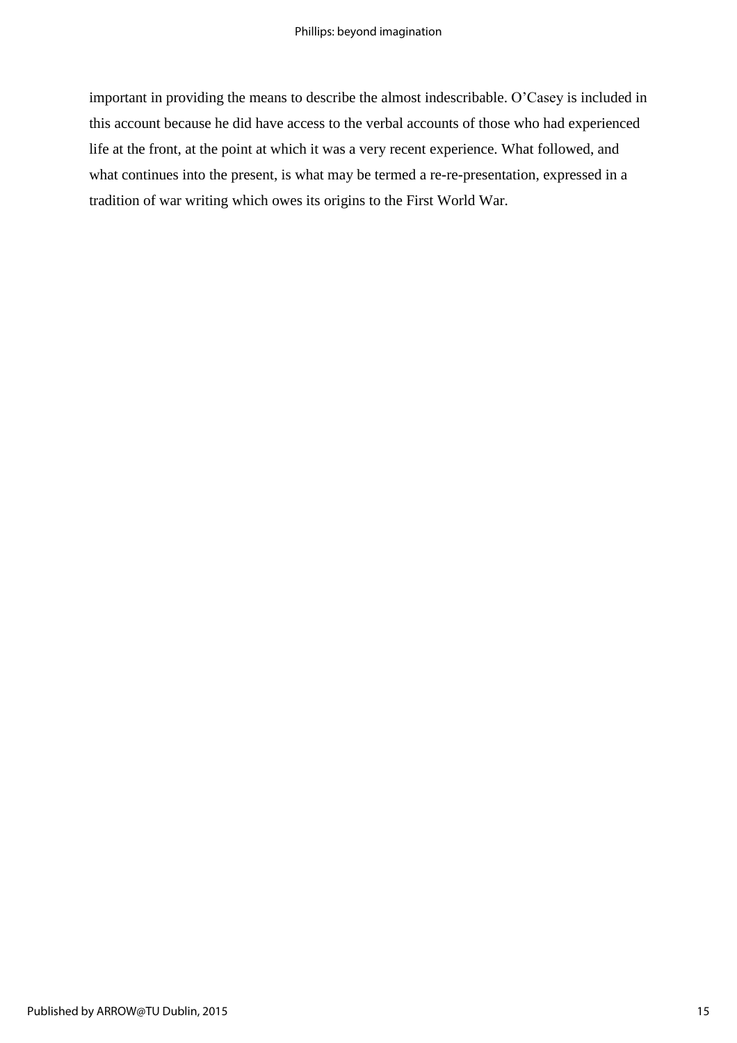important in providing the means to describe the almost indescribable. O'Casey is included in this account because he did have access to the verbal accounts of those who had experienced life at the front, at the point at which it was a very recent experience. What followed, and what continues into the present, is what may be termed a re-re-presentation, expressed in a tradition of war writing which owes its origins to the First World War.